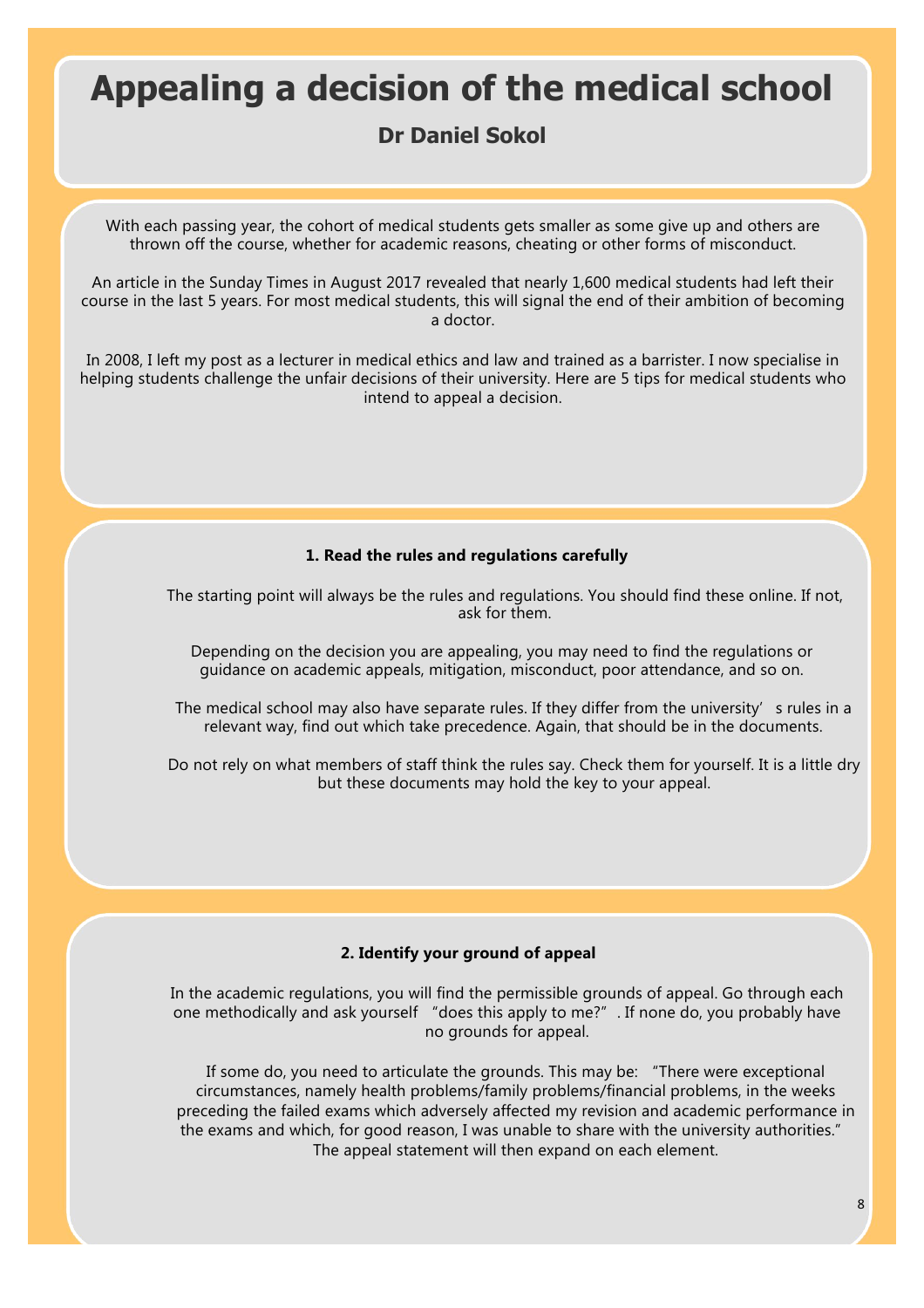# Appealing a decision of the medical school

## Dr Daniel Sokol

With each passing year, the cohort of medical students gets smaller as some give up and others are thrown off the course, whether for academic reasons, cheating or other forms of misconduct.

An article in the Sunday Times in August 2017 revealed that nearly 1,600 medical students had left their course in the last 5 years. For most medical students, this will signal the end of their ambition of becoming a doctor.

In 2008, I left my post as a lecturer in medical ethics and law and trained as a barrister. I now specialise in helping students challenge the unfair decisions of their university. Here are 5 tips for medical students who intend to appeal a decision.

### 1. Read the rules and regulations carefully

The starting point will always be the rules and regulations. You should find these online. If not, ask for them.

Depending on the decision you are appealing, you may need to find the regulations or guidance on academic appeals, mitigation, misconduct, poor attendance, and so on.

The medical school may also have separate rules. If they differ from the university's rules in a relevant way, find out which take precedence. Again, that should be in the documents.

Do not rely on what members of staff think the rules say. Check them for yourself. It is a little dry but these documents may hold the key to your appeal.

### 2. Identify your ground of appeal

In the academic regulations, you will find the permissible grounds of appeal. Go through each one methodically and ask yourself "does this apply to me?". If none do, you probably have no grounds for appeal.

If some do, you need to articulate the grounds. This may be: "There were exceptional circumstances, namely health problems/family problems/financial problems, in the weeks preceding the failed exams which adversely affected my revision and academic performance in the exams and which, for good reason, I was unable to share with the university authorities." The appeal statement will then expand on each element.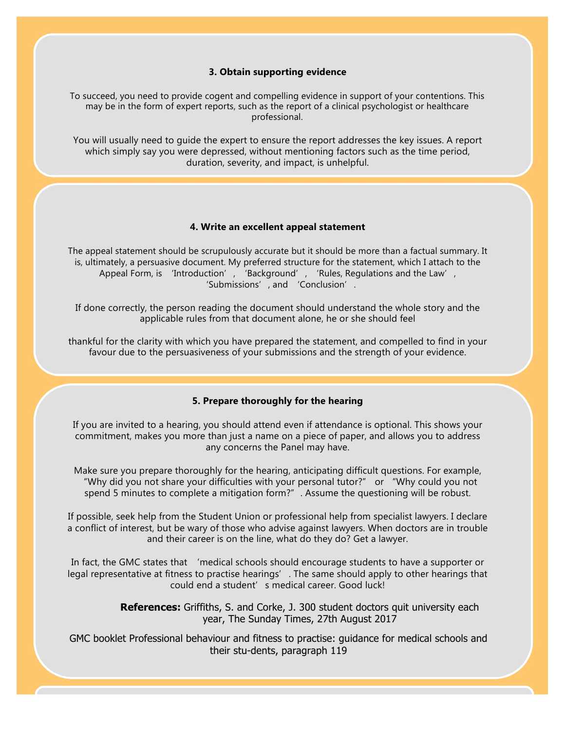### 3. Obtain supporting evidence

To succeed, you need to provide cogent and compelling evidence in support of your contentions. This may be in the form of expert reports, such as the report of a clinical psychologist or healthcare professional.

You will usually need to guide the expert to ensure the report addresses the key issues. A report which simply say you were depressed, without mentioning factors such as the time period, duration, severity, and impact, is unhelpful.

### 4. Write an excellent appeal statement

The appeal statement should be scrupulously accurate but it should be more than a factual summary. It is, ultimately, a persuasive document. My preferred structure for the statement, which I attach to the Appeal Form, is 'Introduction', 'Background', 'Rules, Regulations and the Law', 'Submissions', and 'Conclusion'.

If done correctly, the person reading the document should understand the whole story and the applicable rules from that document alone, he or she should feel

thankful for the clarity with which you have prepared the statement, and compelled to find in your favour due to the persuasiveness of your submissions and the strength of your evidence.

### 5. Prepare thoroughly for the hearing

If you are invited to a hearing, you should attend even if attendance is optional. This shows your commitment, makes you more than just a name on a piece of paper, and allows you to address any concerns the Panel may have.

Make sure you prepare thoroughly for the hearing, anticipating difficult questions. For example, "Why did you not share your difficulties with your personal tutor?" or "Why could you not spend 5 minutes to complete a mitigation form?". Assume the questioning will be robust.

If possible, seek help from the Student Union or professional help from specialist lawyers. I declare a conflict of interest, but be wary of those who advise against lawyers. When doctors are in trouble and their career is on the line, what do they do? Get a lawyer.

In fact, the GMC states that 'medical schools should encourage students to have a supporter or legal representative at fitness to practise hearings'. The same should apply to other hearings that could end a student's medical career. Good luck!

**References:** Griffiths, S. and Corke, J. 300 student doctors quit university each year, The Sunday Times, 27th August 2017

GMC booklet Professional behaviour and fitness to practise: guidance for medical schools and their stu-dents, paragraph 119